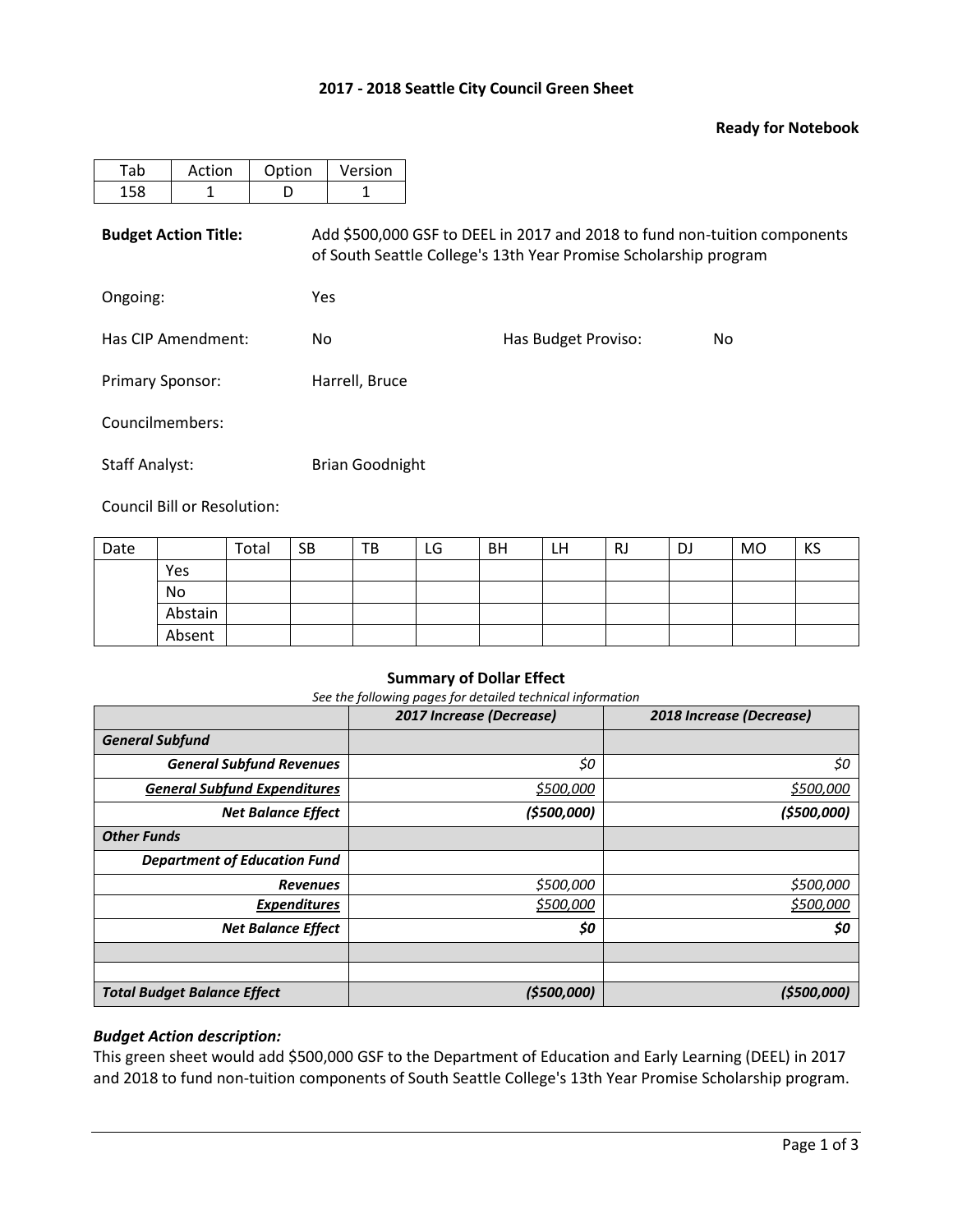**2017 - 2018 Seattle City Council Green Sheet**

**Ready for Notebook**

| Tab | Action | Option | Version |
|---|---|---|---|
| 158 | 1 | D | 1 |

**Budget Action Title:** Add $500,000 GSF to DEEL in 2017 and 2018 to fund non-tuition components of South Seattle College's 13th Year Promise Scholarship program

Ongoing: Yes

Has CIP Amendment: No

Has Budget Proviso: No

Primary Sponsor: Harrell, Bruce

Councilmembers:

Staff Analyst: Brian Goodnight

Council Bill or Resolution:

| Date | | Total | SB | TB | LG | BH | LH | RJ | DJ | MO | KS |
|---|---|---|---|---|---|---|---|---|---|---|---|
| | Yes | | | | | | | | | | |
| | No | | | | | | | | | | |
| | Abstain | | | | | | | | | | |
| | Absent | | | | | | | | | | |

**Summary of Dollar Effect**

*See the following pages for detailed technical information*

| | *2017 Increase (Decrease)* | *2018 Increase (Decrease)* |
|---|---|---|
| ***General Subfund*** | | |
| ***General Subfund Revenues*** | *$0* | *$0* |
| ***General Subfund Expenditures*** | *$500,000* | *$500,000* |
| ***Net Balance Effect*** | ***($500,000)*** | ***($500,000)*** |
| ***Other Funds*** | | |
| ***Department of Education Fund*** | | |
| ***Revenues*** | *$500,000* | *$500,000* |
| ***Expenditures*** | *$500,000* | *$500,000* |
| ***Net Balance Effect*** | ***$0*** | ***$0*** |
| | | |
| | | |
| ***Total Budget Balance Effect*** | ***($500,000)*** | ***($500,000)*** |

***Budget Action description:***

This green sheet would add $500,000 GSF to the Department of Education and Early Learning (DEEL) in 2017 and 2018 to fund non-tuition components of South Seattle College's 13th Year Promise Scholarship program.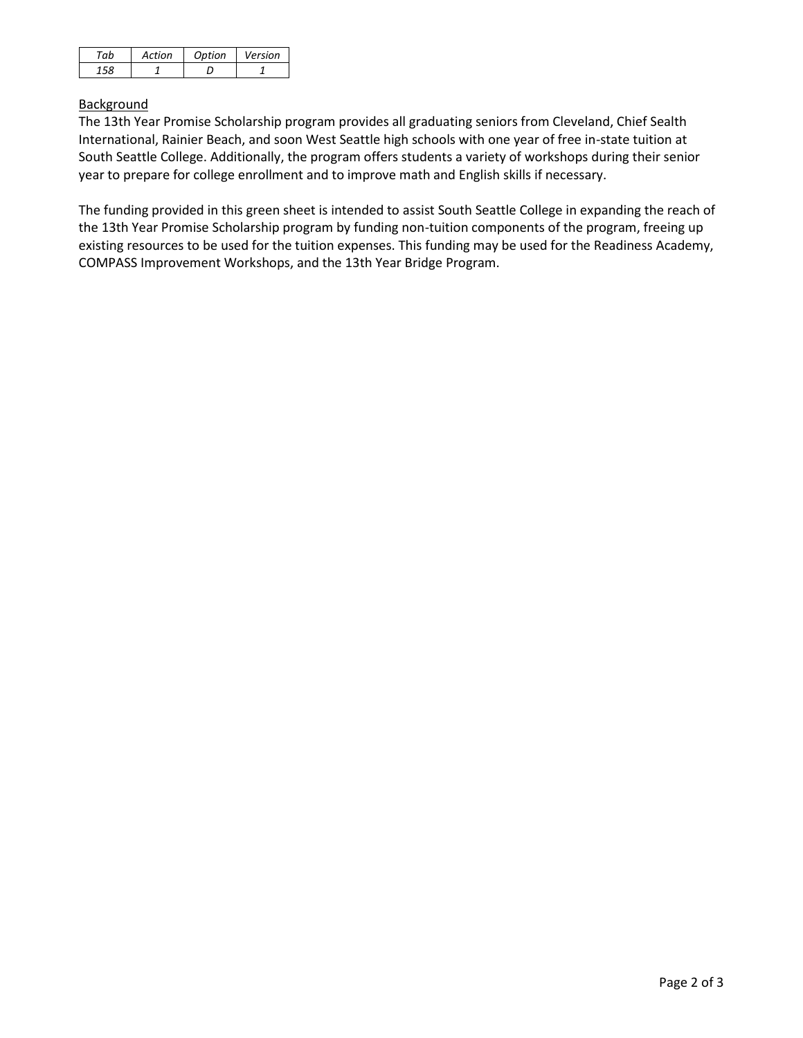| *Tab* | *Action* | *Option* | *Version* |
| --- | --- | --- | --- |
| *158* | *1* | *D* | *1* |

## Background

The 13th Year Promise Scholarship program provides all graduating seniors from Cleveland, Chief Sealth International, Rainier Beach, and soon West Seattle high schools with one year of free in-state tuition at South Seattle College. Additionally, the program offers students a variety of workshops during their senior year to prepare for college enrollment and to improve math and English skills if necessary.

The funding provided in this green sheet is intended to assist South Seattle College in expanding the reach of the 13th Year Promise Scholarship program by funding non-tuition components of the program, freeing up existing resources to be used for the tuition expenses. This funding may be used for the Readiness Academy, COMPASS Improvement Workshops, and the 13th Year Bridge Program.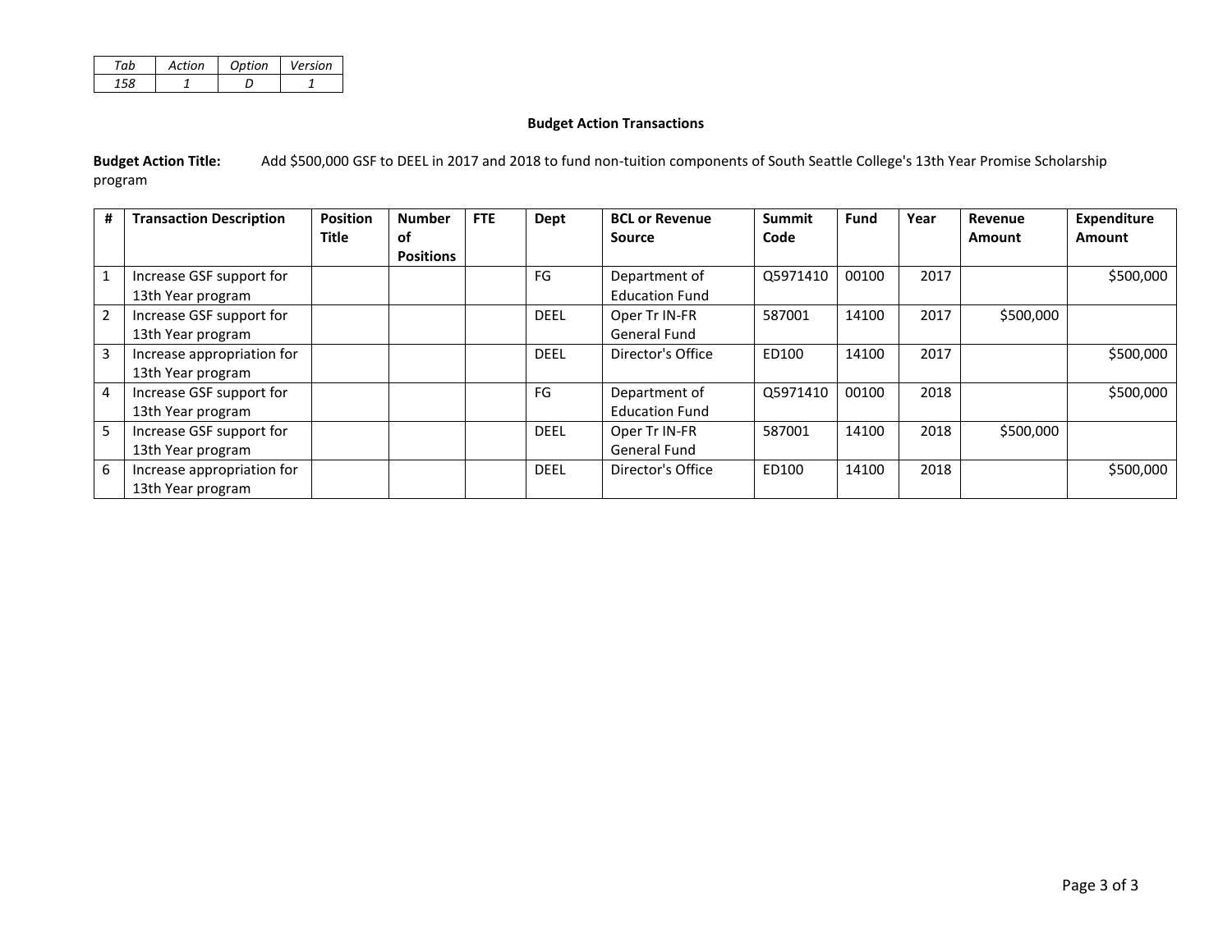| Tab | Action | Option | Version |
| --- | --- | --- | --- |
| *158* | *1* | *D* | *1* |

**Budget Action Transactions**

**Budget Action Title:** Add $500,000 GSF to DEEL in 2017 and 2018 to fund non-tuition components of South Seattle College's 13th Year Promise Scholarship program

| # | Transaction Description | Position Title | Number of Positions | FTE | Dept | BCL or Revenue Source | Summit Code | Fund | Year | Revenue Amount | Expenditure Amount |
| --- | --- | --- | --- | --- | --- | --- | --- | --- | --- | --- | --- |
| 1 | Increase GSF support for 13th Year program | | | | FG | Department of Education Fund | Q5971410 | 00100 | 2017 | | $500,000 |
| 2 | Increase GSF support for 13th Year program | | | | DEEL | Oper Tr IN-FR General Fund | 587001 | 14100 | 2017 | $500,000 | |
| 3 | Increase appropriation for 13th Year program | | | | DEEL | Director's Office | ED100 | 14100 | 2017 | | $500,000 |
| 4 | Increase GSF support for 13th Year program | | | | FG | Department of Education Fund | Q5971410 | 00100 | 2018 | | $500,000 |
| 5 | Increase GSF support for 13th Year program | | | | DEEL | Oper Tr IN-FR General Fund | 587001 | 14100 | 2018 | $500,000 | |
| 6 | Increase appropriation for 13th Year program | | | | DEEL | Director's Office | ED100 | 14100 | 2018 | | $500,000 |